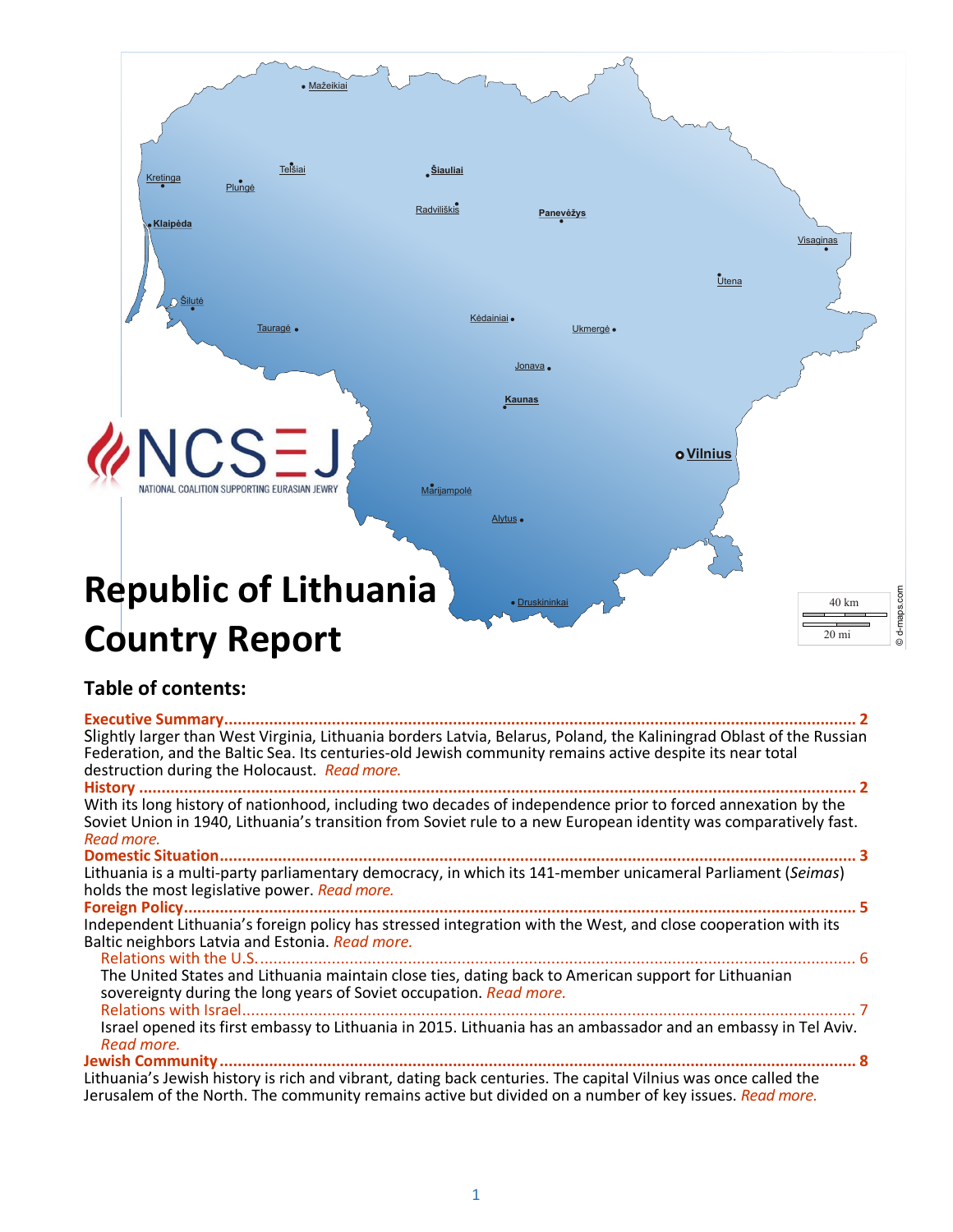# Republic of Lithuania Country Report

## Table of contents:

**Executive Summary** ... 2
Slightly larger than West Virginia, Lithuania borders Latvia, Belarus, Poland, the Kaliningrad Oblast of the Russian Federation, and the Baltic Sea. Its centuries-old Jewish community remains active despite its near total destruction during the Holocaust. *Read more.*

**History** ... 2
With its long history of nationhood, including two decades of independence prior to forced annexation by the Soviet Union in 1940, Lithuania's transition from Soviet rule to a new European identity was comparatively fast. *Read more.*

**Domestic Situation** ... 3
Lithuania is a multi-party parliamentary democracy, in which its 141-member unicameral Parliament (*Seimas*) holds the most legislative power. *Read more.*

**Foreign Policy** ... 5
Independent Lithuania's foreign policy has stressed integration with the West, and close cooperation with its Baltic neighbors Latvia and Estonia. *Read more.*

- Relations with the U.S. ... 6
  The United States and Lithuania maintain close ties, dating back to American support for Lithuanian sovereignty during the long years of Soviet occupation. *Read more.*
- Relations with Israel ... 7
  Israel opened its first embassy to Lithuania in 2015. Lithuania has an ambassador and an embassy in Tel Aviv. *Read more.*

**Jewish Community** ... 8
Lithuania's Jewish history is rich and vibrant, dating back centuries. The capital Vilnius was once called the Jerusalem of the North. The community remains active but divided on a number of key issues. *Read more.*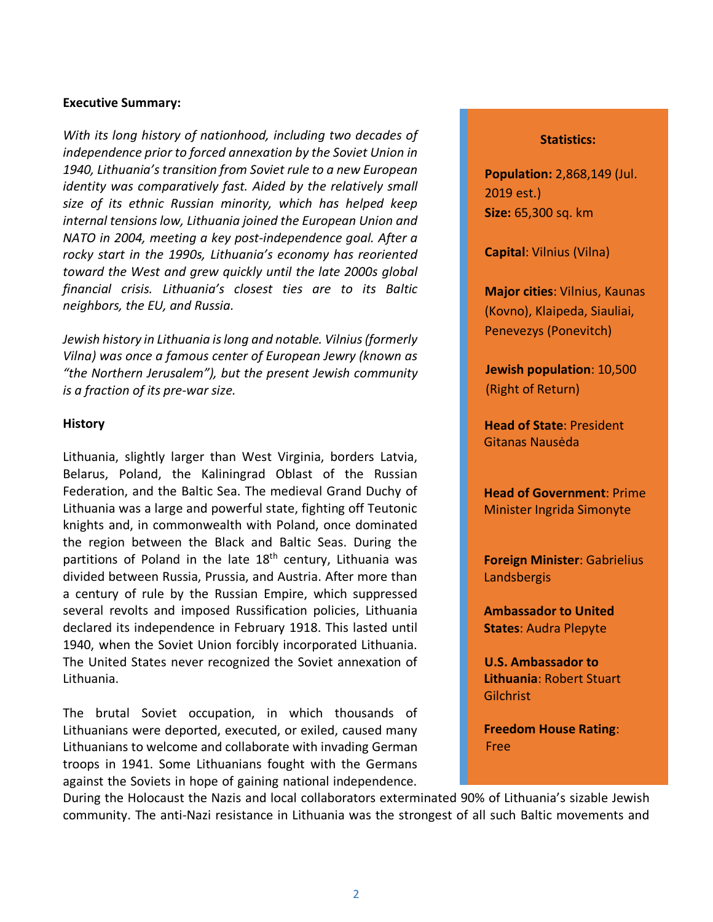**Executive Summary:**

*With its long history of nationhood, including two decades of independence prior to forced annexation by the Soviet Union in 1940, Lithuania's transition from Soviet rule to a new European identity was comparatively fast. Aided by the relatively small size of its ethnic Russian minority, which has helped keep internal tensions low, Lithuania joined the European Union and NATO in 2004, meeting a key post-independence goal. After a rocky start in the 1990s, Lithuania's economy has reoriented toward the West and grew quickly until the late 2000s global financial crisis. Lithuania's closest ties are to its Baltic neighbors, the EU, and Russia.*

*Jewish history in Lithuania is long and notable. Vilnius (formerly Vilna) was once a famous center of European Jewry (known as "the Northern Jerusalem"), but the present Jewish community is a fraction of its pre-war size.*

**Statistics:**

**Population:** 2,868,149 (Jul. 2019 est.)
**Size:** 65,300 sq. km

**Capital**: Vilnius (Vilna)

**Major cities**: Vilnius, Kaunas (Kovno), Klaipeda, Siauliai, Penevezys (Ponevitch)

**Jewish population**: 10,500 (Right of Return)

**Head of State**: President Gitanas Nausėda

**Head of Government**: Prime Minister Ingrida Simonyte

**Foreign Minister**: Gabrielius Landsbergis

**Ambassador to United States**: Audra Plepyte

**U.S. Ambassador to Lithuania**: Robert Stuart Gilchrist

**Freedom House Rating**: Free

**History**

Lithuania, slightly larger than West Virginia, borders Latvia, Belarus, Poland, the Kaliningrad Oblast of the Russian Federation, and the Baltic Sea. The medieval Grand Duchy of Lithuania was a large and powerful state, fighting off Teutonic knights and, in commonwealth with Poland, once dominated the region between the Black and Baltic Seas. During the partitions of Poland in the late 18th century, Lithuania was divided between Russia, Prussia, and Austria. After more than a century of rule by the Russian Empire, which suppressed several revolts and imposed Russification policies, Lithuania declared its independence in February 1918. This lasted until 1940, when the Soviet Union forcibly incorporated Lithuania. The United States never recognized the Soviet annexation of Lithuania.

The brutal Soviet occupation, in which thousands of Lithuanians were deported, executed, or exiled, caused many Lithuanians to welcome and collaborate with invading German troops in 1941. Some Lithuanians fought with the Germans against the Soviets in hope of gaining national independence. During the Holocaust the Nazis and local collaborators exterminated 90% of Lithuania's sizable Jewish community. The anti-Nazi resistance in Lithuania was the strongest of all such Baltic movements and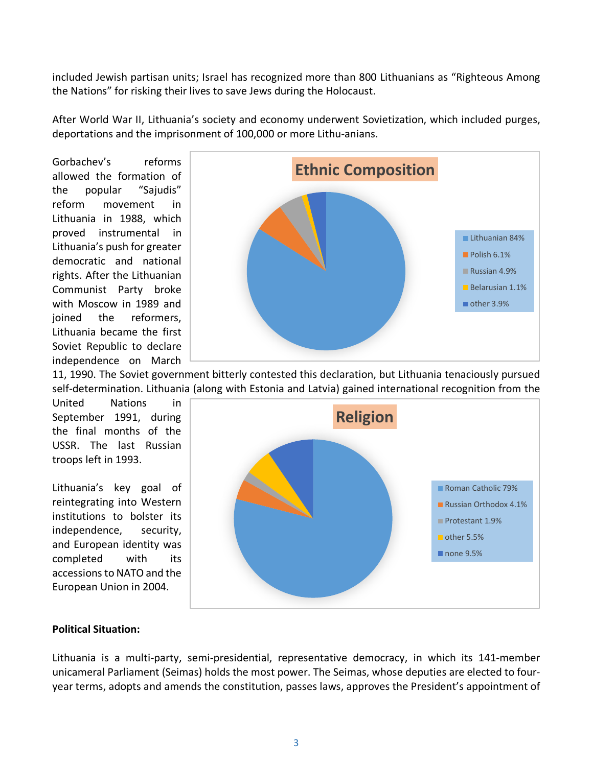included Jewish partisan units; Israel has recognized more than 800 Lithuanians as "Righteous Among the Nations" for risking their lives to save Jews during the Holocaust.

After World War II, Lithuania's society and economy underwent Sovietization, which included purges, deportations and the imprisonment of 100,000 or more Lithu-anians.

Gorbachev's reforms allowed the formation of the popular "Sajudis" reform movement in Lithuania in 1988, which proved instrumental in Lithuania's push for greater democratic and national rights. After the Lithuanian Communist Party broke with Moscow in 1989 and joined the reformers, Lithuania became the first Soviet Republic to declare independence on March 11, 1990. The Soviet government bitterly contested this declaration, but Lithuania tenaciously pursued self-determination. Lithuania (along with Estonia and Latvia) gained international recognition from the United Nations in September 1991, during the final months of the USSR. The last Russian troops left in 1993.

**Ethnic Composition**

- Lithuanian 84%
- Polish 6.1%
- Russian 4.9%
- Belarusian 1.1%
- other 3.9%

Lithuania's key goal of reintegrating into Western institutions to bolster its independence, security, and European identity was completed with its accessions to NATO and the European Union in 2004.

**Religion**

- Roman Catholic 79%
- Russian Orthodox 4.1%
- Protestant 1.9%
- other 5.5%
- none 9.5%

**Political Situation:**

Lithuania is a multi-party, semi-presidential, representative democracy, in which its 141-member unicameral Parliament (Seimas) holds the most power. The Seimas, whose deputies are elected to four-year terms, adopts and amends the constitution, passes laws, approves the President's appointment of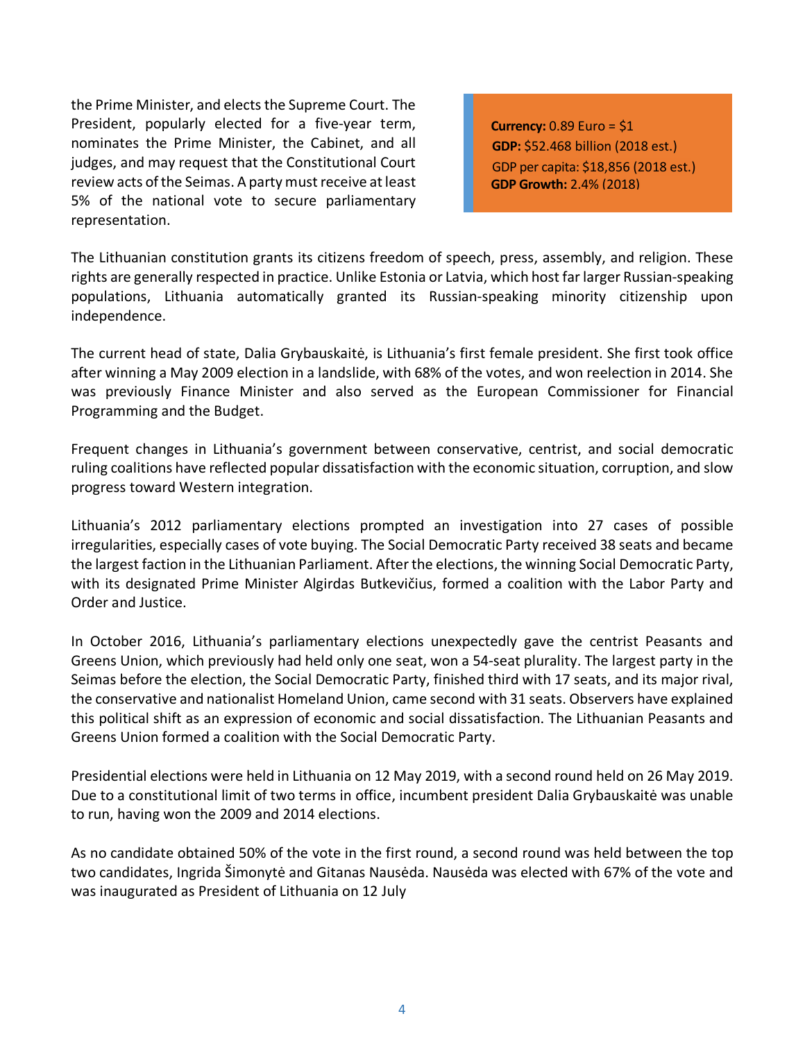the Prime Minister, and elects the Supreme Court. The President, popularly elected for a five-year term, nominates the Prime Minister, the Cabinet, and all judges, and may request that the Constitutional Court review acts of the Seimas. A party must receive at least 5% of the national vote to secure parliamentary representation.

**Currency:** 0.89 Euro = $1
**GDP:** $52.468 billion (2018 est.)
GDP per capita: $18,856 (2018 est.)
**GDP Growth:** 2.4% (2018)

The Lithuanian constitution grants its citizens freedom of speech, press, assembly, and religion. These rights are generally respected in practice. Unlike Estonia or Latvia, which host far larger Russian-speaking populations, Lithuania automatically granted its Russian-speaking minority citizenship upon independence.

The current head of state, Dalia Grybauskaitė, is Lithuania's first female president. She first took office after winning a May 2009 election in a landslide, with 68% of the votes, and won reelection in 2014. She was previously Finance Minister and also served as the European Commissioner for Financial Programming and the Budget.

Frequent changes in Lithuania's government between conservative, centrist, and social democratic ruling coalitions have reflected popular dissatisfaction with the economic situation, corruption, and slow progress toward Western integration.

Lithuania's 2012 parliamentary elections prompted an investigation into 27 cases of possible irregularities, especially cases of vote buying. The Social Democratic Party received 38 seats and became the largest faction in the Lithuanian Parliament. After the elections, the winning Social Democratic Party, with its designated Prime Minister Algirdas Butkevičius, formed a coalition with the Labor Party and Order and Justice.

In October 2016, Lithuania's parliamentary elections unexpectedly gave the centrist Peasants and Greens Union, which previously had held only one seat, won a 54-seat plurality. The largest party in the Seimas before the election, the Social Democratic Party, finished third with 17 seats, and its major rival, the conservative and nationalist Homeland Union, came second with 31 seats. Observers have explained this political shift as an expression of economic and social dissatisfaction. The Lithuanian Peasants and Greens Union formed a coalition with the Social Democratic Party.

Presidential elections were held in Lithuania on 12 May 2019, with a second round held on 26 May 2019. Due to a constitutional limit of two terms in office, incumbent president Dalia Grybauskaitė was unable to run, having won the 2009 and 2014 elections.

As no candidate obtained 50% of the vote in the first round, a second round was held between the top two candidates, Ingrida Šimonytė and Gitanas Nausėda. Nausėda was elected with 67% of the vote and was inaugurated as President of Lithuania on 12 July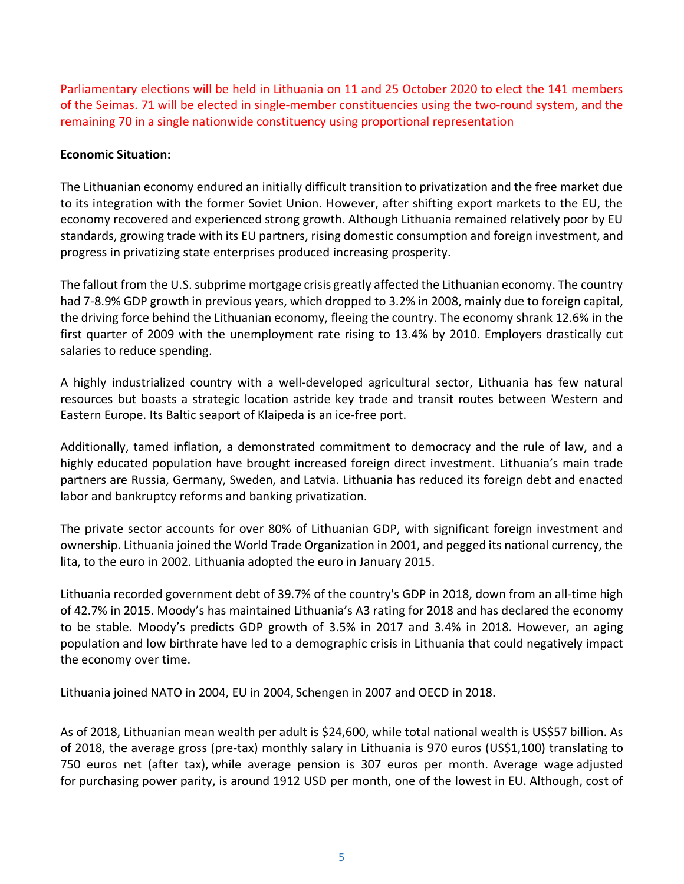Parliamentary elections will be held in Lithuania on 11 and 25 October 2020 to elect the 141 members of the Seimas. 71 will be elected in single-member constituencies using the two-round system, and the remaining 70 in a single nationwide constituency using proportional representation

**Economic Situation:**

The Lithuanian economy endured an initially difficult transition to privatization and the free market due to its integration with the former Soviet Union. However, after shifting export markets to the EU, the economy recovered and experienced strong growth. Although Lithuania remained relatively poor by EU standards, growing trade with its EU partners, rising domestic consumption and foreign investment, and progress in privatizing state enterprises produced increasing prosperity.

The fallout from the U.S. subprime mortgage crisis greatly affected the Lithuanian economy. The country had 7-8.9% GDP growth in previous years, which dropped to 3.2% in 2008, mainly due to foreign capital, the driving force behind the Lithuanian economy, fleeing the country. The economy shrank 12.6% in the first quarter of 2009 with the unemployment rate rising to 13.4% by 2010. Employers drastically cut salaries to reduce spending.

A highly industrialized country with a well-developed agricultural sector, Lithuania has few natural resources but boasts a strategic location astride key trade and transit routes between Western and Eastern Europe. Its Baltic seaport of Klaipeda is an ice-free port.

Additionally, tamed inflation, a demonstrated commitment to democracy and the rule of law, and a highly educated population have brought increased foreign direct investment. Lithuania's main trade partners are Russia, Germany, Sweden, and Latvia. Lithuania has reduced its foreign debt and enacted labor and bankruptcy reforms and banking privatization.

The private sector accounts for over 80% of Lithuanian GDP, with significant foreign investment and ownership. Lithuania joined the World Trade Organization in 2001, and pegged its national currency, the lita, to the euro in 2002. Lithuania adopted the euro in January 2015.

Lithuania recorded government debt of 39.7% of the country's GDP in 2018, down from an all-time high of 42.7% in 2015. Moody's has maintained Lithuania's A3 rating for 2018 and has declared the economy to be stable. Moody's predicts GDP growth of 3.5% in 2017 and 3.4% in 2018. However, an aging population and low birthrate have led to a demographic crisis in Lithuania that could negatively impact the economy over time.

Lithuania joined NATO in 2004, EU in 2004, Schengen in 2007 and OECD in 2018.

As of 2018, Lithuanian mean wealth per adult is $24,600, while total national wealth is US$57 billion. As of 2018, the average gross (pre-tax) monthly salary in Lithuania is 970 euros (US$1,100) translating to 750 euros net (after tax), while average pension is 307 euros per month. Average wage adjusted for purchasing power parity, is around 1912 USD per month, one of the lowest in EU. Although, cost of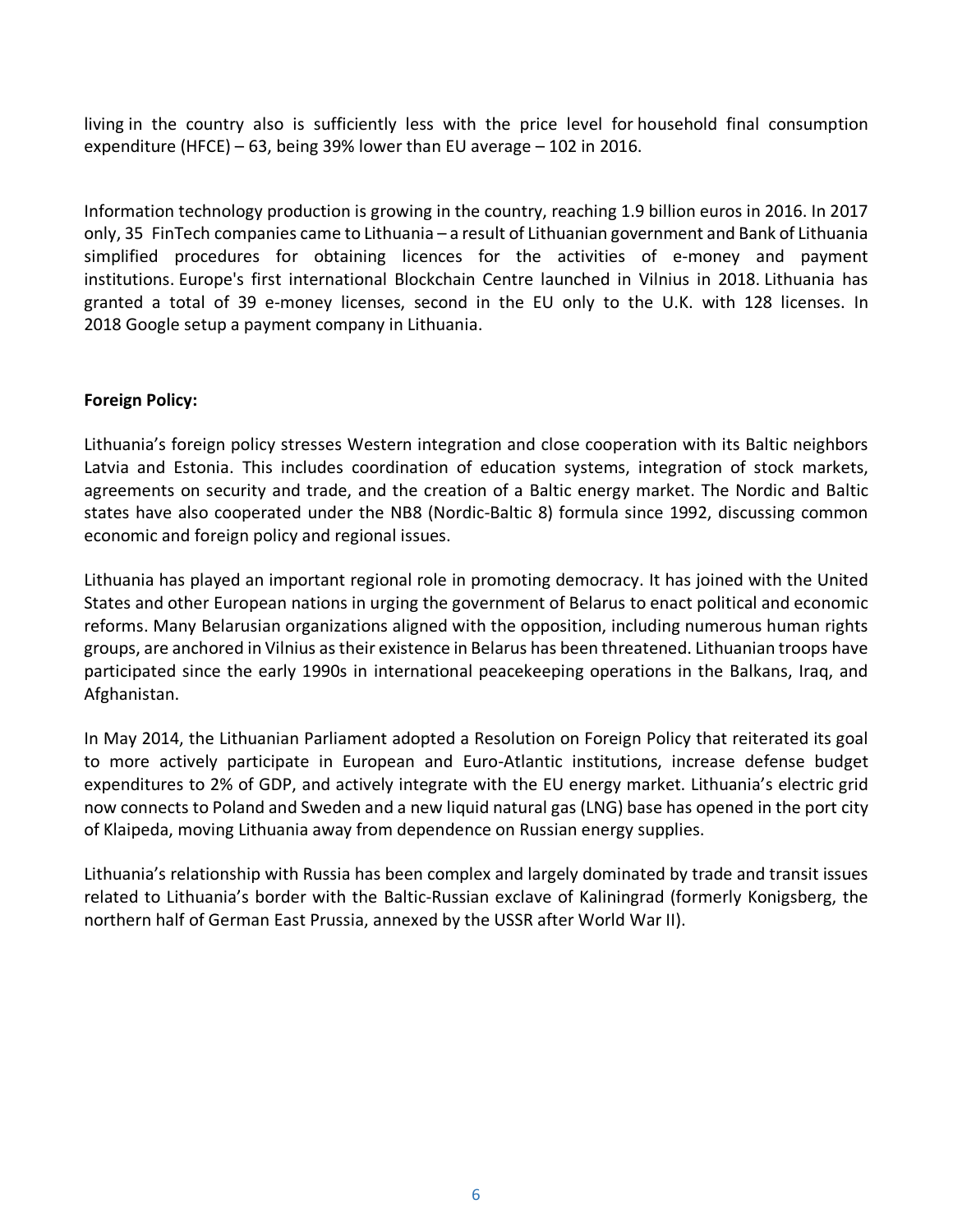living in the country also is sufficiently less with the price level for household final consumption expenditure (HFCE) – 63, being 39% lower than EU average – 102 in 2016.

Information technology production is growing in the country, reaching 1.9 billion euros in 2016. In 2017 only, 35 FinTech companies came to Lithuania – a result of Lithuanian government and Bank of Lithuania simplified procedures for obtaining licences for the activities of e-money and payment institutions. Europe's first international Blockchain Centre launched in Vilnius in 2018. Lithuania has granted a total of 39 e-money licenses, second in the EU only to the U.K. with 128 licenses. In 2018 Google setup a payment company in Lithuania.

**Foreign Policy:**

Lithuania's foreign policy stresses Western integration and close cooperation with its Baltic neighbors Latvia and Estonia. This includes coordination of education systems, integration of stock markets, agreements on security and trade, and the creation of a Baltic energy market. The Nordic and Baltic states have also cooperated under the NB8 (Nordic-Baltic 8) formula since 1992, discussing common economic and foreign policy and regional issues.

Lithuania has played an important regional role in promoting democracy. It has joined with the United States and other European nations in urging the government of Belarus to enact political and economic reforms. Many Belarusian organizations aligned with the opposition, including numerous human rights groups, are anchored in Vilnius as their existence in Belarus has been threatened. Lithuanian troops have participated since the early 1990s in international peacekeeping operations in the Balkans, Iraq, and Afghanistan.

In May 2014, the Lithuanian Parliament adopted a Resolution on Foreign Policy that reiterated its goal to more actively participate in European and Euro-Atlantic institutions, increase defense budget expenditures to 2% of GDP, and actively integrate with the EU energy market. Lithuania's electric grid now connects to Poland and Sweden and a new liquid natural gas (LNG) base has opened in the port city of Klaipeda, moving Lithuania away from dependence on Russian energy supplies.

Lithuania's relationship with Russia has been complex and largely dominated by trade and transit issues related to Lithuania's border with the Baltic-Russian exclave of Kaliningrad (formerly Konigsberg, the northern half of German East Prussia, annexed by the USSR after World War II).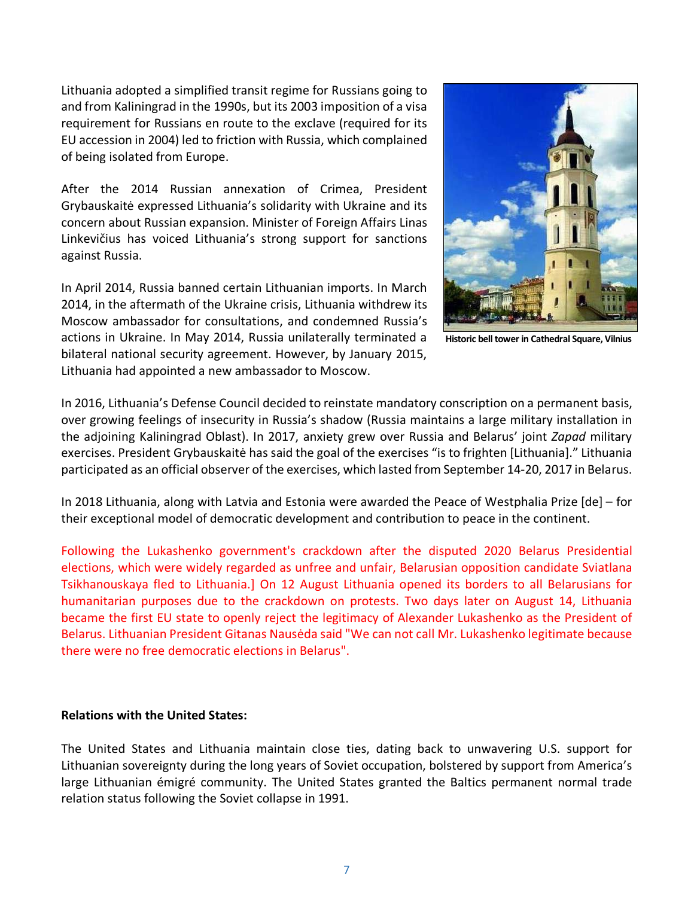Lithuania adopted a simplified transit regime for Russians going to and from Kaliningrad in the 1990s, but its 2003 imposition of a visa requirement for Russians en route to the exclave (required for its EU accession in 2004) led to friction with Russia, which complained of being isolated from Europe.

After the 2014 Russian annexation of Crimea, President Grybauskaitė expressed Lithuania's solidarity with Ukraine and its concern about Russian expansion. Minister of Foreign Affairs Linas Linkevičius has voiced Lithuania's strong support for sanctions against Russia.

In April 2014, Russia banned certain Lithuanian imports. In March 2014, in the aftermath of the Ukraine crisis, Lithuania withdrew its Moscow ambassador for consultations, and condemned Russia's actions in Ukraine. In May 2014, Russia unilaterally terminated a bilateral national security agreement. However, by January 2015, Lithuania had appointed a new ambassador to Moscow.

Historic bell tower in Cathedral Square, Vilnius

In 2016, Lithuania's Defense Council decided to reinstate mandatory conscription on a permanent basis, over growing feelings of insecurity in Russia's shadow (Russia maintains a large military installation in the adjoining Kaliningrad Oblast). In 2017, anxiety grew over Russia and Belarus' joint *Zapad* military exercises. President Grybauskaitė has said the goal of the exercises "is to frighten [Lithuania]." Lithuania participated as an official observer of the exercises, which lasted from September 14-20, 2017 in Belarus.

In 2018 Lithuania, along with Latvia and Estonia were awarded the Peace of Westphalia Prize [de] – for their exceptional model of democratic development and contribution to peace in the continent.

Following the Lukashenko government's crackdown after the disputed 2020 Belarus Presidential elections, which were widely regarded as unfree and unfair, Belarusian opposition candidate Sviatlana Tsikhanouskaya fled to Lithuania.] On 12 August Lithuania opened its borders to all Belarusians for humanitarian purposes due to the crackdown on protests. Two days later on August 14, Lithuania became the first EU state to openly reject the legitimacy of Alexander Lukashenko as the President of Belarus. Lithuanian President Gitanas Nausėda said "We can not call Mr. Lukashenko legitimate because there were no free democratic elections in Belarus".

**Relations with the United States:**

The United States and Lithuania maintain close ties, dating back to unwavering U.S. support for Lithuanian sovereignty during the long years of Soviet occupation, bolstered by support from America's large Lithuanian émigré community. The United States granted the Baltics permanent normal trade relation status following the Soviet collapse in 1991.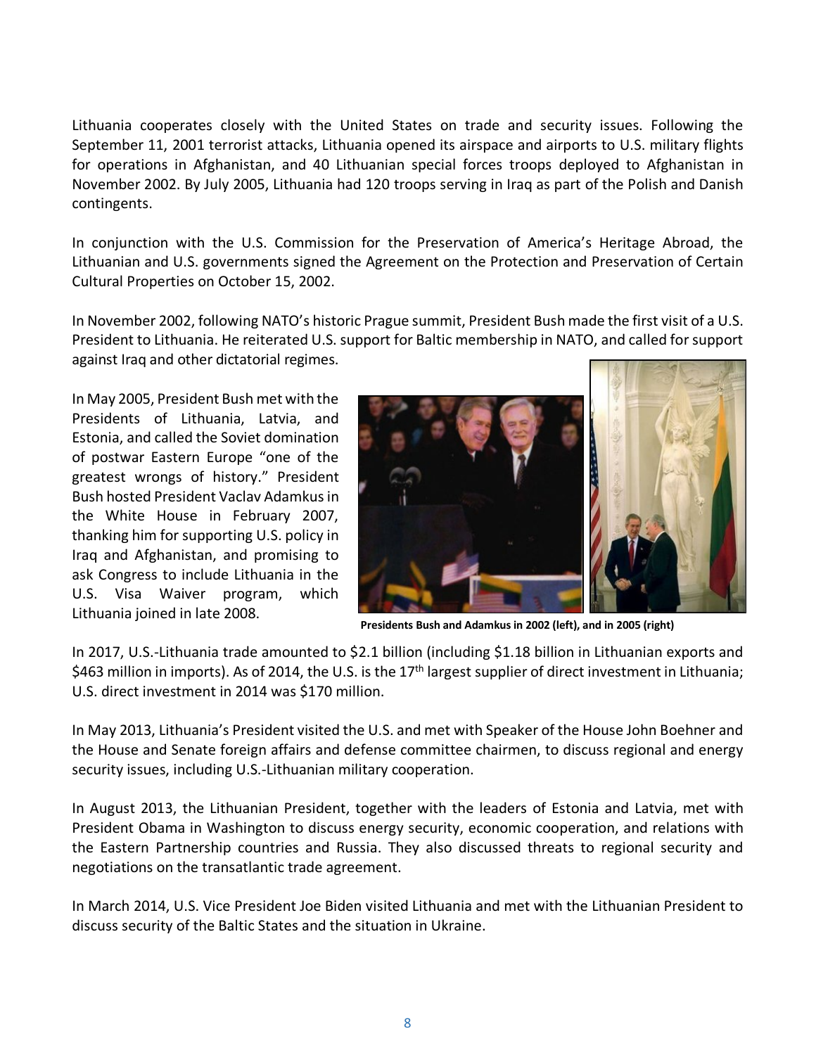Lithuania cooperates closely with the United States on trade and security issues. Following the September 11, 2001 terrorist attacks, Lithuania opened its airspace and airports to U.S. military flights for operations in Afghanistan, and 40 Lithuanian special forces troops deployed to Afghanistan in November 2002. By July 2005, Lithuania had 120 troops serving in Iraq as part of the Polish and Danish contingents.

In conjunction with the U.S. Commission for the Preservation of America's Heritage Abroad, the Lithuanian and U.S. governments signed the Agreement on the Protection and Preservation of Certain Cultural Properties on October 15, 2002.

In November 2002, following NATO's historic Prague summit, President Bush made the first visit of a U.S. President to Lithuania. He reiterated U.S. support for Baltic membership in NATO, and called for support against Iraq and other dictatorial regimes.

In May 2005, President Bush met with the Presidents of Lithuania, Latvia, and Estonia, and called the Soviet domination of postwar Eastern Europe "one of the greatest wrongs of history." President Bush hosted President Vaclav Adamkus in the White House in February 2007, thanking him for supporting U.S. policy in Iraq and Afghanistan, and promising to ask Congress to include Lithuania in the U.S. Visa Waiver program, which Lithuania joined in late 2008.

**Presidents Bush and Adamkus in 2002 (left), and in 2005 (right)**

In 2017, U.S.-Lithuania trade amounted to $2.1 billion (including $1.18 billion in Lithuanian exports and $463 million in imports). As of 2014, the U.S. is the 17th largest supplier of direct investment in Lithuania; U.S. direct investment in 2014 was $170 million.

In May 2013, Lithuania's President visited the U.S. and met with Speaker of the House John Boehner and the House and Senate foreign affairs and defense committee chairmen, to discuss regional and energy security issues, including U.S.-Lithuanian military cooperation.

In August 2013, the Lithuanian President, together with the leaders of Estonia and Latvia, met with President Obama in Washington to discuss energy security, economic cooperation, and relations with the Eastern Partnership countries and Russia. They also discussed threats to regional security and negotiations on the transatlantic trade agreement.

In March 2014, U.S. Vice President Joe Biden visited Lithuania and met with the Lithuanian President to discuss security of the Baltic States and the situation in Ukraine.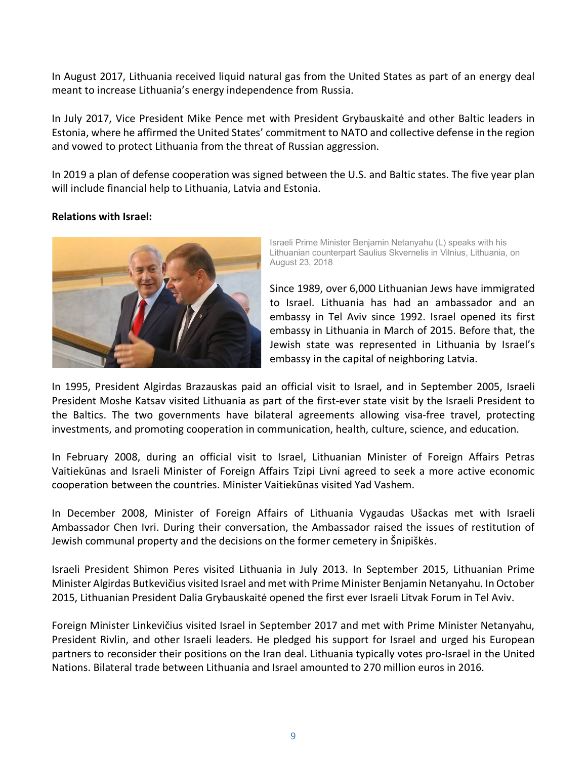In August 2017, Lithuania received liquid natural gas from the United States as part of an energy deal meant to increase Lithuania's energy independence from Russia.

In July 2017, Vice President Mike Pence met with President Grybauskaitė and other Baltic leaders in Estonia, where he affirmed the United States' commitment to NATO and collective defense in the region and vowed to protect Lithuania from the threat of Russian aggression.

In 2019 a plan of defense cooperation was signed between the U.S. and Baltic states. The five year plan will include financial help to Lithuania, Latvia and Estonia.

**Relations with Israel:**

Israeli Prime Minister Benjamin Netanyahu (L) speaks with his Lithuanian counterpart Saulius Skvernelis in Vilnius, Lithuania, on August 23, 2018

Since 1989, over 6,000 Lithuanian Jews have immigrated to Israel. Lithuania has had an ambassador and an embassy in Tel Aviv since 1992. Israel opened its first embassy in Lithuania in March of 2015. Before that, the Jewish state was represented in Lithuania by Israel's embassy in the capital of neighboring Latvia.

In 1995, President Algirdas Brazauskas paid an official visit to Israel, and in September 2005, Israeli President Moshe Katsav visited Lithuania as part of the first-ever state visit by the Israeli President to the Baltics. The two governments have bilateral agreements allowing visa-free travel, protecting investments, and promoting cooperation in communication, health, culture, science, and education.

In February 2008, during an official visit to Israel, Lithuanian Minister of Foreign Affairs Petras Vaitiekūnas and Israeli Minister of Foreign Affairs Tzipi Livni agreed to seek a more active economic cooperation between the countries. Minister Vaitiekūnas visited Yad Vashem.

In December 2008, Minister of Foreign Affairs of Lithuania Vygaudas Ušackas met with Israeli Ambassador Chen Ivri. During their conversation, the Ambassador raised the issues of restitution of Jewish communal property and the decisions on the former cemetery in Šnipiškės.

Israeli President Shimon Peres visited Lithuania in July 2013. In September 2015, Lithuanian Prime Minister Algirdas Butkevičius visited Israel and met with Prime Minister Benjamin Netanyahu. In October 2015, Lithuanian President Dalia Grybauskaitė opened the first ever Israeli Litvak Forum in Tel Aviv.

Foreign Minister Linkevičius visited Israel in September 2017 and met with Prime Minister Netanyahu, President Rivlin, and other Israeli leaders. He pledged his support for Israel and urged his European partners to reconsider their positions on the Iran deal. Lithuania typically votes pro-Israel in the United Nations. Bilateral trade between Lithuania and Israel amounted to 270 million euros in 2016.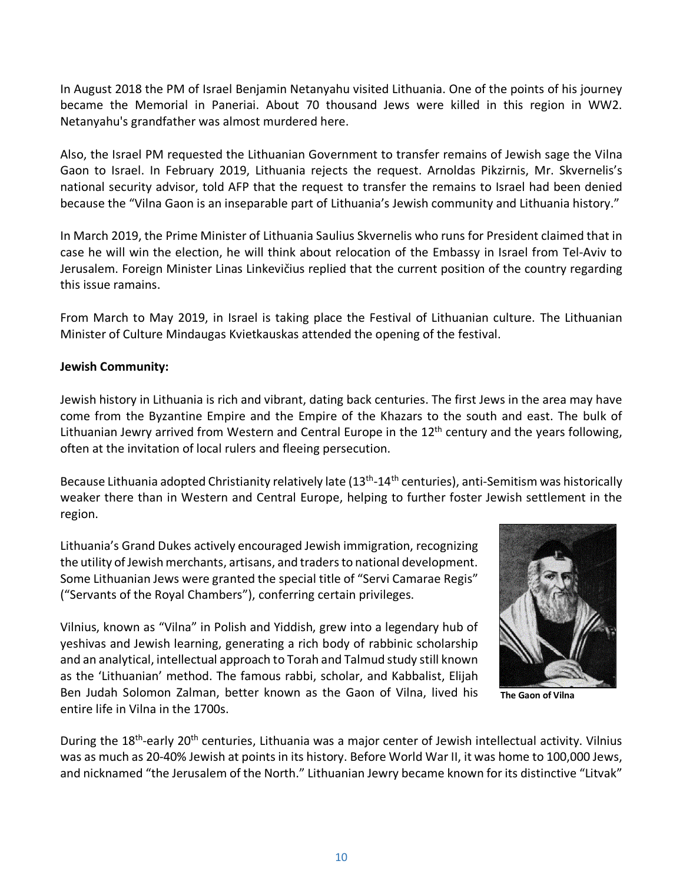In August 2018 the PM of Israel Benjamin Netanyahu visited Lithuania. One of the points of his journey became the Memorial in Paneriai. About 70 thousand Jews were killed in this region in WW2. Netanyahu's grandfather was almost murdered here.

Also, the Israel PM requested the Lithuanian Government to transfer remains of Jewish sage the Vilna Gaon to Israel. In February 2019, Lithuania rejects the request. Arnoldas Pikzirnis, Mr. Skvernelis's national security advisor, told AFP that the request to transfer the remains to Israel had been denied because the "Vilna Gaon is an inseparable part of Lithuania's Jewish community and Lithuania history."

In March 2019, the Prime Minister of Lithuania Saulius Skvernelis who runs for President claimed that in case he will win the election, he will think about relocation of the Embassy in Israel from Tel-Aviv to Jerusalem. Foreign Minister Linas Linkevičius replied that the current position of the country regarding this issue ramains.

From March to May 2019, in Israel is taking place the Festival of Lithuanian culture. The Lithuanian Minister of Culture Mindaugas Kvietkauskas attended the opening of the festival.

**Jewish Community:**

Jewish history in Lithuania is rich and vibrant, dating back centuries. The first Jews in the area may have come from the Byzantine Empire and the Empire of the Khazars to the south and east. The bulk of Lithuanian Jewry arrived from Western and Central Europe in the 12th century and the years following, often at the invitation of local rulers and fleeing persecution.

Because Lithuania adopted Christianity relatively late (13th-14th centuries), anti-Semitism was historically weaker there than in Western and Central Europe, helping to further foster Jewish settlement in the region.

Lithuania's Grand Dukes actively encouraged Jewish immigration, recognizing the utility of Jewish merchants, artisans, and traders to national development. Some Lithuanian Jews were granted the special title of "Servi Camarae Regis" ("Servants of the Royal Chambers"), conferring certain privileges.

Vilnius, known as "Vilna" in Polish and Yiddish, grew into a legendary hub of yeshivas and Jewish learning, generating a rich body of rabbinic scholarship and an analytical, intellectual approach to Torah and Talmud study still known as the 'Lithuanian' method. The famous rabbi, scholar, and Kabbalist, Elijah Ben Judah Solomon Zalman, better known as the Gaon of Vilna, lived his entire life in Vilna in the 1700s.

**The Gaon of Vilna**

During the 18th-early 20th centuries, Lithuania was a major center of Jewish intellectual activity. Vilnius was as much as 20-40% Jewish at points in its history. Before World War II, it was home to 100,000 Jews, and nicknamed "the Jerusalem of the North." Lithuanian Jewry became known for its distinctive "Litvak"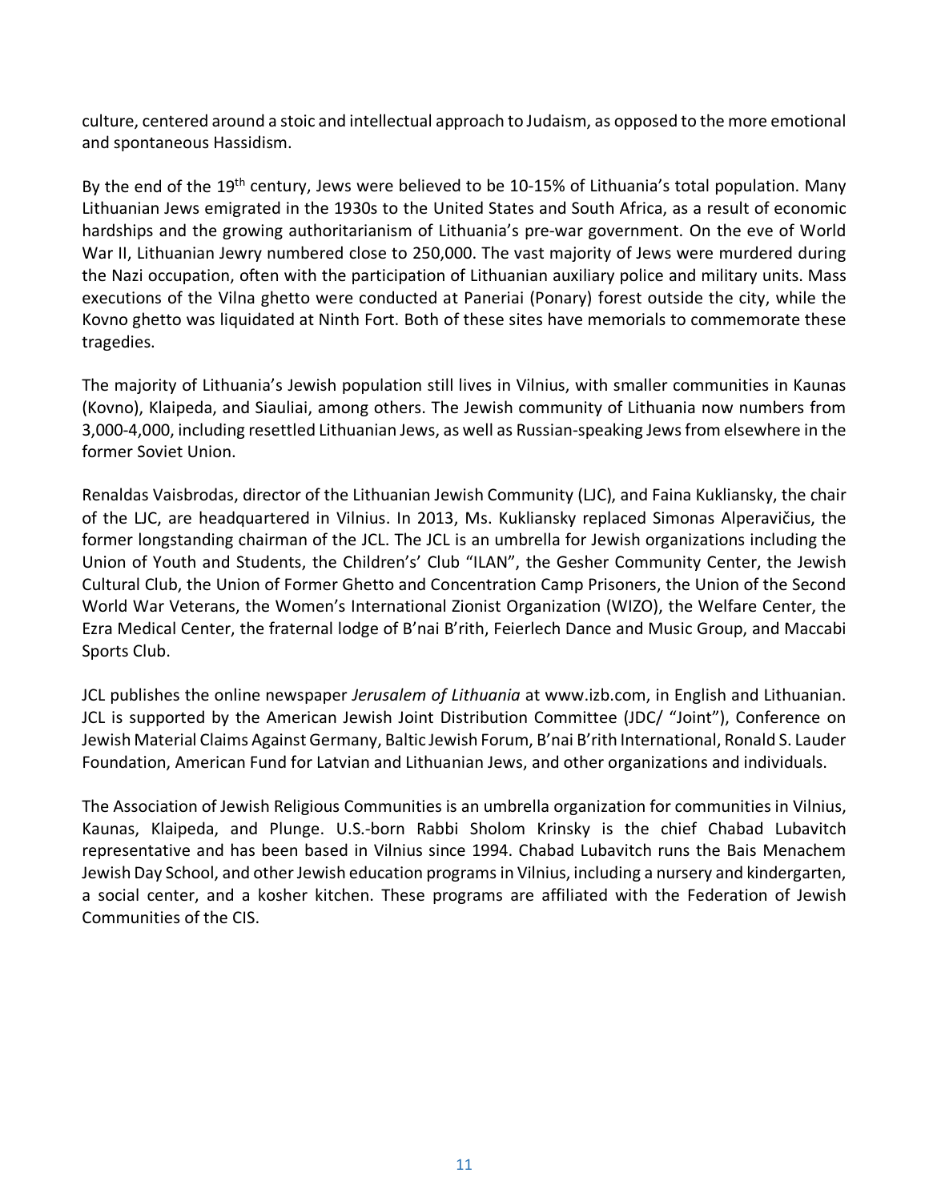culture, centered around a stoic and intellectual approach to Judaism, as opposed to the more emotional and spontaneous Hassidism.

By the end of the 19th century, Jews were believed to be 10-15% of Lithuania's total population. Many Lithuanian Jews emigrated in the 1930s to the United States and South Africa, as a result of economic hardships and the growing authoritarianism of Lithuania's pre-war government. On the eve of World War II, Lithuanian Jewry numbered close to 250,000. The vast majority of Jews were murdered during the Nazi occupation, often with the participation of Lithuanian auxiliary police and military units. Mass executions of the Vilna ghetto were conducted at Paneriai (Ponary) forest outside the city, while the Kovno ghetto was liquidated at Ninth Fort. Both of these sites have memorials to commemorate these tragedies.

The majority of Lithuania's Jewish population still lives in Vilnius, with smaller communities in Kaunas (Kovno), Klaipeda, and Siauliai, among others. The Jewish community of Lithuania now numbers from 3,000-4,000, including resettled Lithuanian Jews, as well as Russian-speaking Jews from elsewhere in the former Soviet Union.

Renaldas Vaisbrodas, director of the Lithuanian Jewish Community (LJC), and Faina Kukliansky, the chair of the LJC, are headquartered in Vilnius. In 2013, Ms. Kukliansky replaced Simonas Alperavičius, the former longstanding chairman of the JCL. The JCL is an umbrella for Jewish organizations including the Union of Youth and Students, the Children's' Club "ILAN", the Gesher Community Center, the Jewish Cultural Club, the Union of Former Ghetto and Concentration Camp Prisoners, the Union of the Second World War Veterans, the Women's International Zionist Organization (WIZO), the Welfare Center, the Ezra Medical Center, the fraternal lodge of B'nai B'rith, Feierlech Dance and Music Group, and Maccabi Sports Club.

JCL publishes the online newspaper *Jerusalem of Lithuania* at www.izb.com, in English and Lithuanian. JCL is supported by the American Jewish Joint Distribution Committee (JDC/ "Joint"), Conference on Jewish Material Claims Against Germany, Baltic Jewish Forum, B'nai B'rith International, Ronald S. Lauder Foundation, American Fund for Latvian and Lithuanian Jews, and other organizations and individuals.

The Association of Jewish Religious Communities is an umbrella organization for communities in Vilnius, Kaunas, Klaipeda, and Plunge. U.S.-born Rabbi Sholom Krinsky is the chief Chabad Lubavitch representative and has been based in Vilnius since 1994. Chabad Lubavitch runs the Bais Menachem Jewish Day School, and other Jewish education programs in Vilnius, including a nursery and kindergarten, a social center, and a kosher kitchen. These programs are affiliated with the Federation of Jewish Communities of the CIS.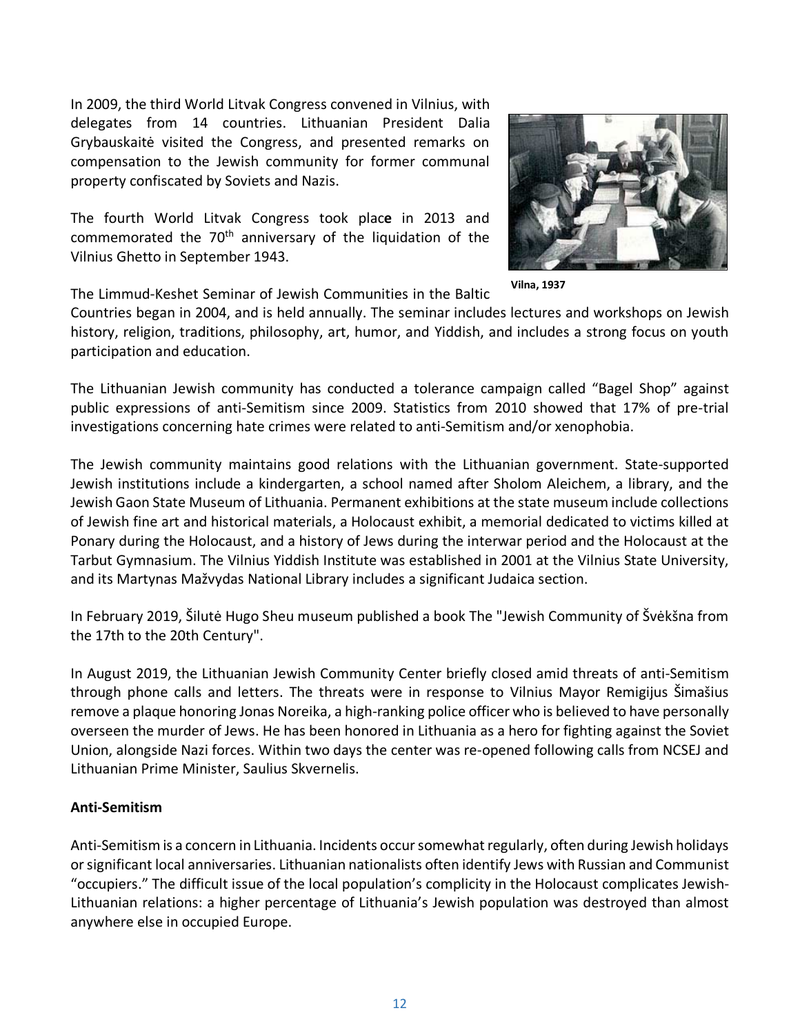In 2009, the third World Litvak Congress convened in Vilnius, with delegates from 14 countries. Lithuanian President Dalia Grybauskaitė visited the Congress, and presented remarks on compensation to the Jewish community for former communal property confiscated by Soviets and Nazis.

The fourth World Litvak Congress took place in 2013 and commemorated the 70th anniversary of the liquidation of the Vilnius Ghetto in September 1943.

Vilna, 1937

The Limmud-Keshet Seminar of Jewish Communities in the Baltic Countries began in 2004, and is held annually. The seminar includes lectures and workshops on Jewish history, religion, traditions, philosophy, art, humor, and Yiddish, and includes a strong focus on youth participation and education.

The Lithuanian Jewish community has conducted a tolerance campaign called "Bagel Shop" against public expressions of anti-Semitism since 2009. Statistics from 2010 showed that 17% of pre-trial investigations concerning hate crimes were related to anti-Semitism and/or xenophobia.

The Jewish community maintains good relations with the Lithuanian government. State-supported Jewish institutions include a kindergarten, a school named after Sholom Aleichem, a library, and the Jewish Gaon State Museum of Lithuania. Permanent exhibitions at the state museum include collections of Jewish fine art and historical materials, a Holocaust exhibit, a memorial dedicated to victims killed at Ponary during the Holocaust, and a history of Jews during the interwar period and the Holocaust at the Tarbut Gymnasium. The Vilnius Yiddish Institute was established in 2001 at the Vilnius State University, and its Martynas Mažvydas National Library includes a significant Judaica section.

In February 2019, Šilutė Hugo Sheu museum published a book The "Jewish Community of Švėkšna from the 17th to the 20th Century".

In August 2019, the Lithuanian Jewish Community Center briefly closed amid threats of anti-Semitism through phone calls and letters. The threats were in response to Vilnius Mayor Remigijus Šimašius remove a plaque honoring Jonas Noreika, a high-ranking police officer who is believed to have personally overseen the murder of Jews. He has been honored in Lithuania as a hero for fighting against the Soviet Union, alongside Nazi forces. Within two days the center was re-opened following calls from NCSEJ and Lithuanian Prime Minister, Saulius Skvernelis.

**Anti-Semitism**

Anti-Semitism is a concern in Lithuania. Incidents occur somewhat regularly, often during Jewish holidays or significant local anniversaries. Lithuanian nationalists often identify Jews with Russian and Communist "occupiers." The difficult issue of the local population's complicity in the Holocaust complicates Jewish-Lithuanian relations: a higher percentage of Lithuania's Jewish population was destroyed than almost anywhere else in occupied Europe.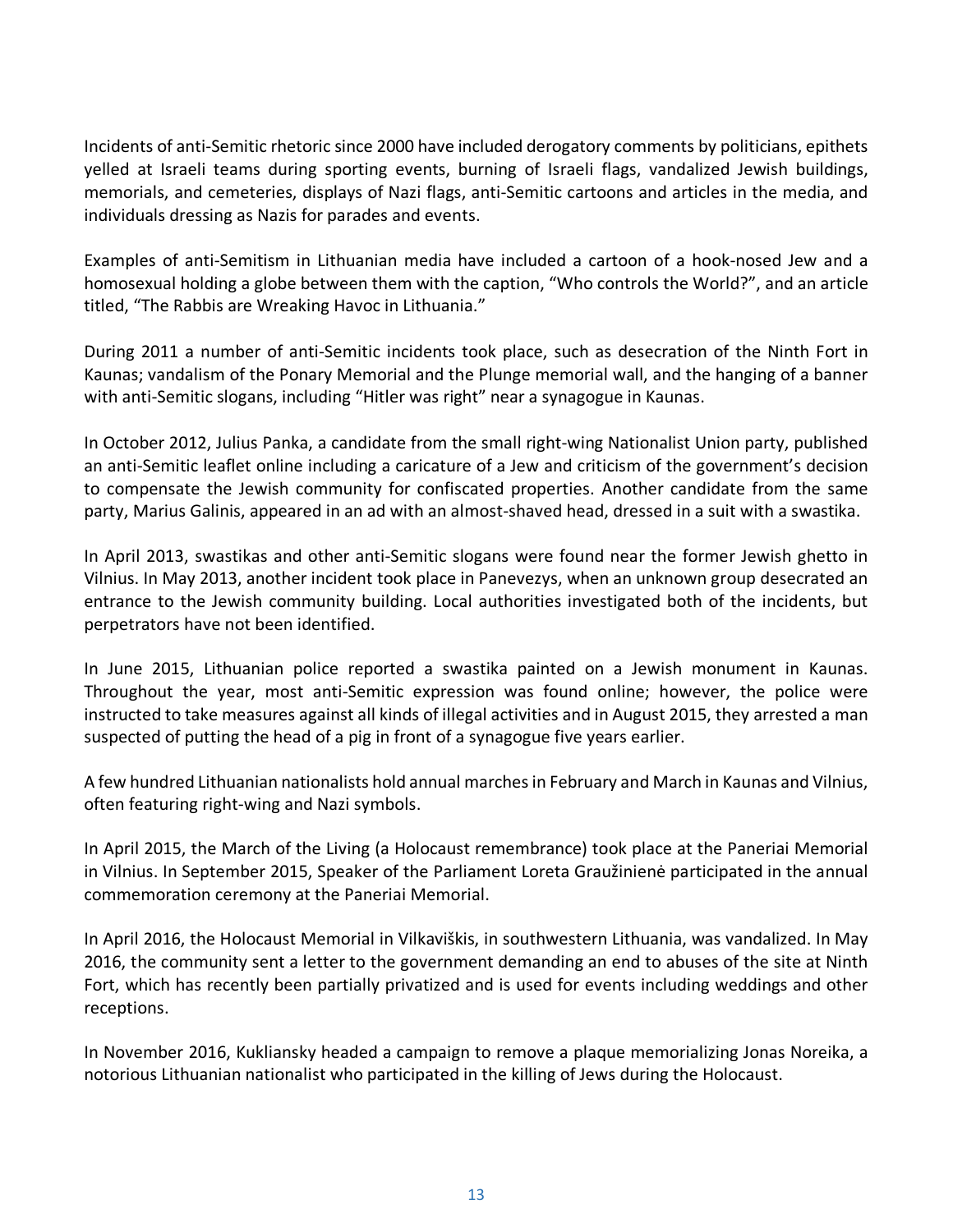Incidents of anti-Semitic rhetoric since 2000 have included derogatory comments by politicians, epithets yelled at Israeli teams during sporting events, burning of Israeli flags, vandalized Jewish buildings, memorials, and cemeteries, displays of Nazi flags, anti-Semitic cartoons and articles in the media, and individuals dressing as Nazis for parades and events.

Examples of anti-Semitism in Lithuanian media have included a cartoon of a hook-nosed Jew and a homosexual holding a globe between them with the caption, "Who controls the World?", and an article titled, "The Rabbis are Wreaking Havoc in Lithuania."

During 2011 a number of anti-Semitic incidents took place, such as desecration of the Ninth Fort in Kaunas; vandalism of the Ponary Memorial and the Plunge memorial wall, and the hanging of a banner with anti-Semitic slogans, including "Hitler was right" near a synagogue in Kaunas.

In October 2012, Julius Panka, a candidate from the small right-wing Nationalist Union party, published an anti-Semitic leaflet online including a caricature of a Jew and criticism of the government's decision to compensate the Jewish community for confiscated properties. Another candidate from the same party, Marius Galinis, appeared in an ad with an almost-shaved head, dressed in a suit with a swastika.

In April 2013, swastikas and other anti-Semitic slogans were found near the former Jewish ghetto in Vilnius. In May 2013, another incident took place in Panevezys, when an unknown group desecrated an entrance to the Jewish community building. Local authorities investigated both of the incidents, but perpetrators have not been identified.

In June 2015, Lithuanian police reported a swastika painted on a Jewish monument in Kaunas. Throughout the year, most anti-Semitic expression was found online; however, the police were instructed to take measures against all kinds of illegal activities and in August 2015, they arrested a man suspected of putting the head of a pig in front of a synagogue five years earlier.

A few hundred Lithuanian nationalists hold annual marches in February and March in Kaunas and Vilnius, often featuring right-wing and Nazi symbols.

In April 2015, the March of the Living (a Holocaust remembrance) took place at the Paneriai Memorial in Vilnius. In September 2015, Speaker of the Parliament Loreta Graužinienė participated in the annual commemoration ceremony at the Paneriai Memorial.

In April 2016, the Holocaust Memorial in Vilkaviškis, in southwestern Lithuania, was vandalized. In May 2016, the community sent a letter to the government demanding an end to abuses of the site at Ninth Fort, which has recently been partially privatized and is used for events including weddings and other receptions.

In November 2016, Kukliansky headed a campaign to remove a plaque memorializing Jonas Noreika, a notorious Lithuanian nationalist who participated in the killing of Jews during the Holocaust.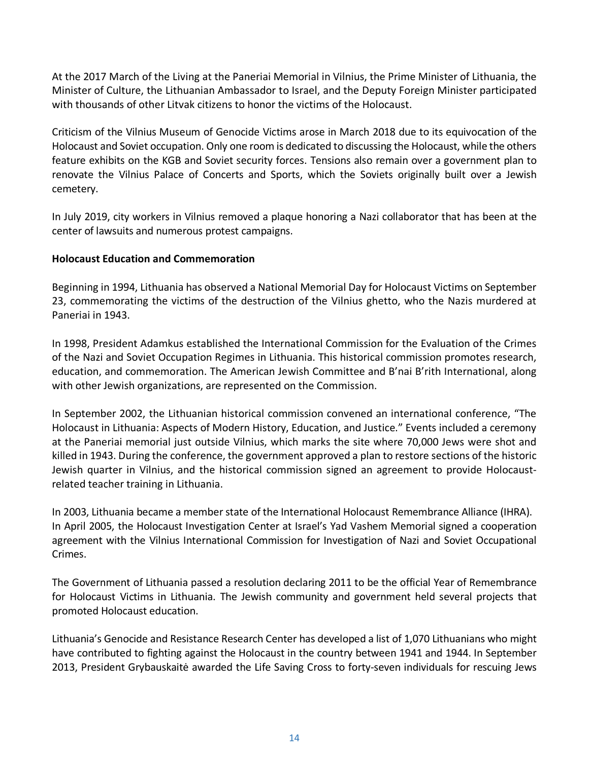At the 2017 March of the Living at the Paneriai Memorial in Vilnius, the Prime Minister of Lithuania, the Minister of Culture, the Lithuanian Ambassador to Israel, and the Deputy Foreign Minister participated with thousands of other Litvak citizens to honor the victims of the Holocaust.

Criticism of the Vilnius Museum of Genocide Victims arose in March 2018 due to its equivocation of the Holocaust and Soviet occupation. Only one room is dedicated to discussing the Holocaust, while the others feature exhibits on the KGB and Soviet security forces. Tensions also remain over a government plan to renovate the Vilnius Palace of Concerts and Sports, which the Soviets originally built over a Jewish cemetery.

In July 2019, city workers in Vilnius removed a plaque honoring a Nazi collaborator that has been at the center of lawsuits and numerous protest campaigns.

**Holocaust Education and Commemoration**

Beginning in 1994, Lithuania has observed a National Memorial Day for Holocaust Victims on September 23, commemorating the victims of the destruction of the Vilnius ghetto, who the Nazis murdered at Paneriai in 1943.

In 1998, President Adamkus established the International Commission for the Evaluation of the Crimes of the Nazi and Soviet Occupation Regimes in Lithuania. This historical commission promotes research, education, and commemoration. The American Jewish Committee and B'nai B'rith International, along with other Jewish organizations, are represented on the Commission.

In September 2002, the Lithuanian historical commission convened an international conference, "The Holocaust in Lithuania: Aspects of Modern History, Education, and Justice." Events included a ceremony at the Paneriai memorial just outside Vilnius, which marks the site where 70,000 Jews were shot and killed in 1943. During the conference, the government approved a plan to restore sections of the historic Jewish quarter in Vilnius, and the historical commission signed an agreement to provide Holocaust-related teacher training in Lithuania.

In 2003, Lithuania became a member state of the International Holocaust Remembrance Alliance (IHRA). In April 2005, the Holocaust Investigation Center at Israel's Yad Vashem Memorial signed a cooperation agreement with the Vilnius International Commission for Investigation of Nazi and Soviet Occupational Crimes.

The Government of Lithuania passed a resolution declaring 2011 to be the official Year of Remembrance for Holocaust Victims in Lithuania. The Jewish community and government held several projects that promoted Holocaust education.

Lithuania's Genocide and Resistance Research Center has developed a list of 1,070 Lithuanians who might have contributed to fighting against the Holocaust in the country between 1941 and 1944. In September 2013, President Grybauskaitė awarded the Life Saving Cross to forty-seven individuals for rescuing Jews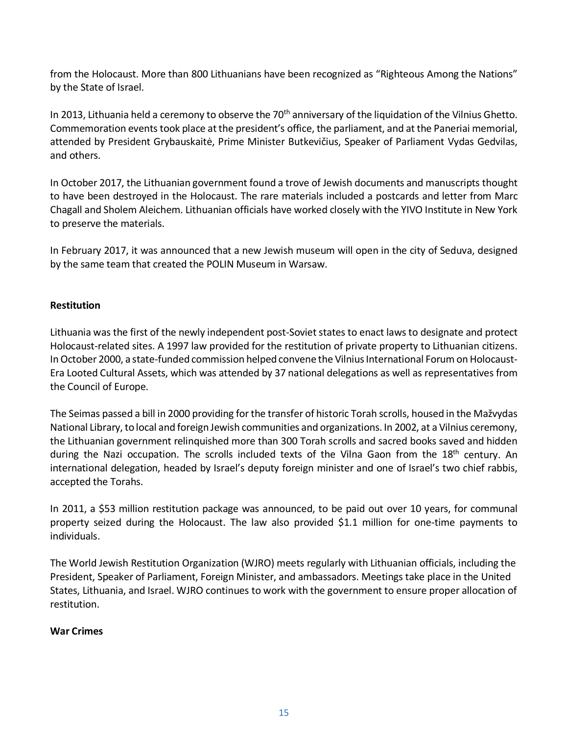from the Holocaust. More than 800 Lithuanians have been recognized as “Righteous Among the Nations” by the State of Israel.

In 2013, Lithuania held a ceremony to observe the 70th anniversary of the liquidation of the Vilnius Ghetto. Commemoration events took place at the president’s office, the parliament, and at the Paneriai memorial, attended by President Grybauskaitė, Prime Minister Butkevičius, Speaker of Parliament Vydas Gedvilas, and others.

In October 2017, the Lithuanian government found a trove of Jewish documents and manuscripts thought to have been destroyed in the Holocaust. The rare materials included a postcards and letter from Marc Chagall and Sholem Aleichem. Lithuanian officials have worked closely with the YIVO Institute in New York to preserve the materials.

In February 2017, it was announced that a new Jewish museum will open in the city of Seduva, designed by the same team that created the POLIN Museum in Warsaw.

**Restitution**

Lithuania was the first of the newly independent post-Soviet states to enact laws to designate and protect Holocaust-related sites. A 1997 law provided for the restitution of private property to Lithuanian citizens. In October 2000, a state-funded commission helped convene the Vilnius International Forum on Holocaust-Era Looted Cultural Assets, which was attended by 37 national delegations as well as representatives from the Council of Europe.

The Seimas passed a bill in 2000 providing for the transfer of historic Torah scrolls, housed in the Mažvydas National Library, to local and foreign Jewish communities and organizations. In 2002, at a Vilnius ceremony, the Lithuanian government relinquished more than 300 Torah scrolls and sacred books saved and hidden during the Nazi occupation. The scrolls included texts of the Vilna Gaon from the 18th century. An international delegation, headed by Israel’s deputy foreign minister and one of Israel’s two chief rabbis, accepted the Torahs.

In 2011, a $53 million restitution package was announced, to be paid out over 10 years, for communal property seized during the Holocaust. The law also provided $1.1 million for one-time payments to individuals.

The World Jewish Restitution Organization (WJRO) meets regularly with Lithuanian officials, including the President, Speaker of Parliament, Foreign Minister, and ambassadors. Meetings take place in the United States, Lithuania, and Israel. WJRO continues to work with the government to ensure proper allocation of restitution.

**War Crimes**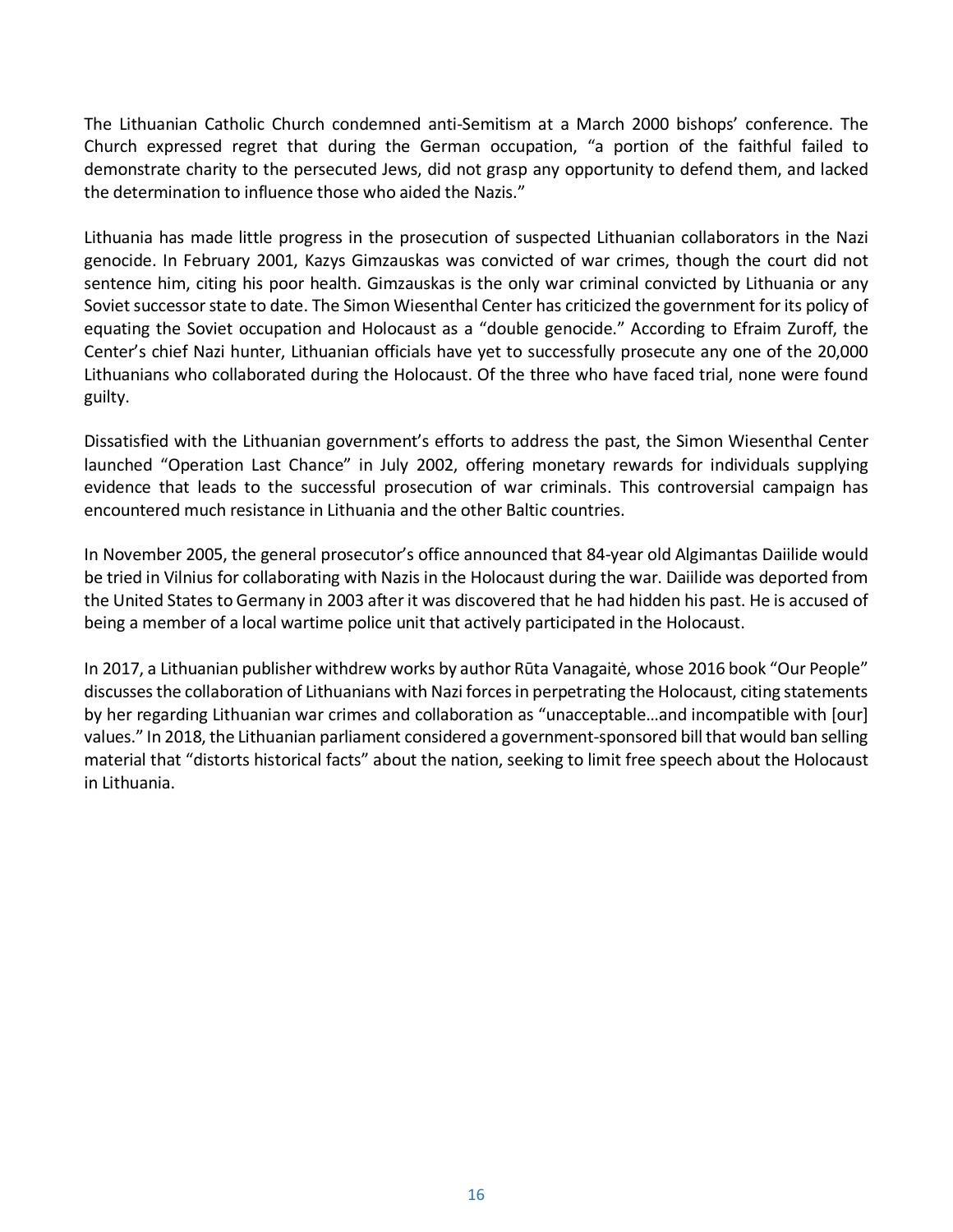The Lithuanian Catholic Church condemned anti-Semitism at a March 2000 bishops' conference. The Church expressed regret that during the German occupation, "a portion of the faithful failed to demonstrate charity to the persecuted Jews, did not grasp any opportunity to defend them, and lacked the determination to influence those who aided the Nazis."

Lithuania has made little progress in the prosecution of suspected Lithuanian collaborators in the Nazi genocide. In February 2001, Kazys Gimzauskas was convicted of war crimes, though the court did not sentence him, citing his poor health. Gimzauskas is the only war criminal convicted by Lithuania or any Soviet successor state to date. The Simon Wiesenthal Center has criticized the government for its policy of equating the Soviet occupation and Holocaust as a "double genocide." According to Efraim Zuroff, the Center's chief Nazi hunter, Lithuanian officials have yet to successfully prosecute any one of the 20,000 Lithuanians who collaborated during the Holocaust. Of the three who have faced trial, none were found guilty.

Dissatisfied with the Lithuanian government's efforts to address the past, the Simon Wiesenthal Center launched "Operation Last Chance" in July 2002, offering monetary rewards for individuals supplying evidence that leads to the successful prosecution of war criminals. This controversial campaign has encountered much resistance in Lithuania and the other Baltic countries.

In November 2005, the general prosecutor's office announced that 84-year old Algimantas Daiilide would be tried in Vilnius for collaborating with Nazis in the Holocaust during the war. Daiilide was deported from the United States to Germany in 2003 after it was discovered that he had hidden his past. He is accused of being a member of a local wartime police unit that actively participated in the Holocaust.

In 2017, a Lithuanian publisher withdrew works by author Rūta Vanagaitė, whose 2016 book "Our People" discusses the collaboration of Lithuanians with Nazi forces in perpetrating the Holocaust, citing statements by her regarding Lithuanian war crimes and collaboration as "unacceptable…and incompatible with [our] values." In 2018, the Lithuanian parliament considered a government-sponsored bill that would ban selling material that "distorts historical facts" about the nation, seeking to limit free speech about the Holocaust in Lithuania.